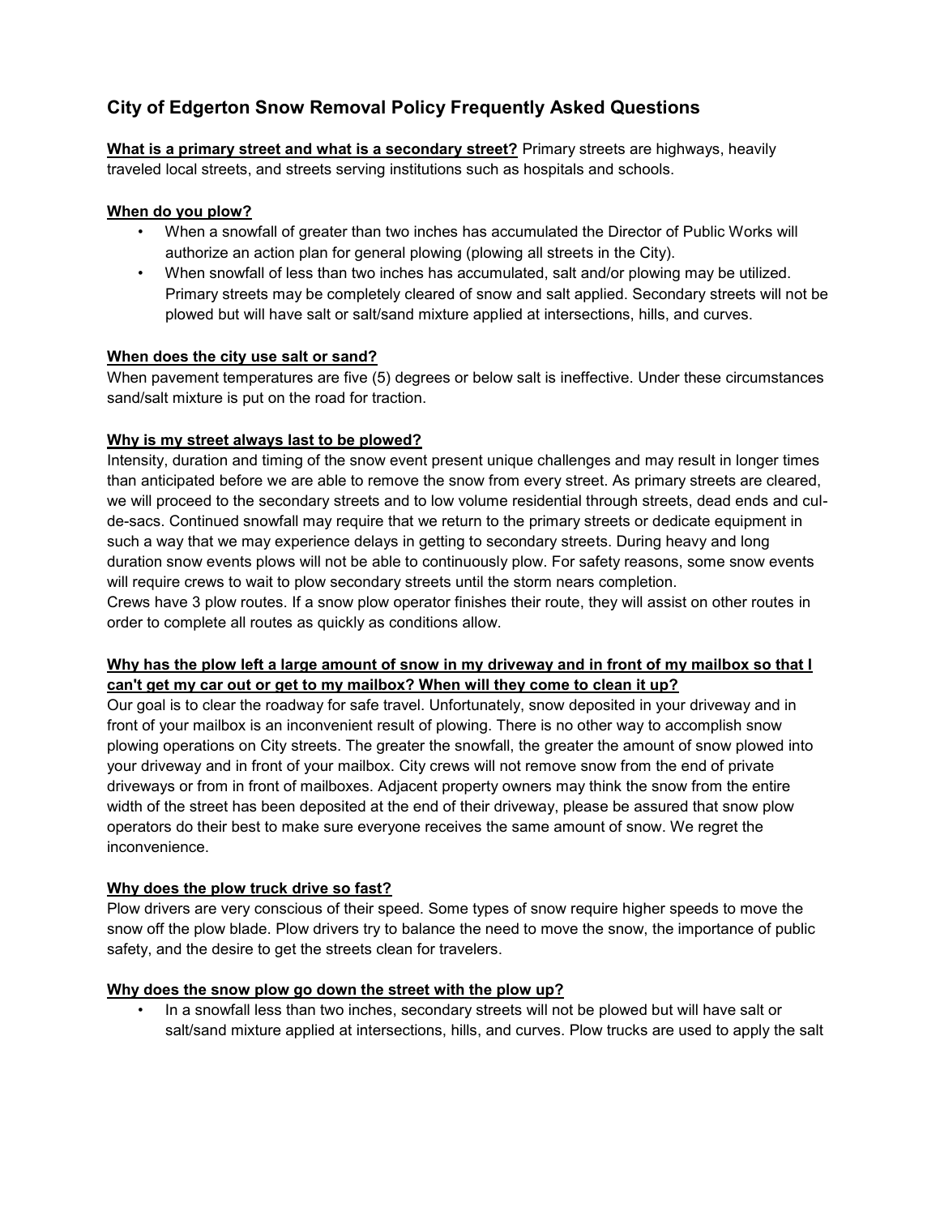# City of Edgerton Snow Removal Policy Frequently Asked Questions

**What is a primary street and what is a secondary street?** Primary streets are highways, heavily traveled local streets, and streets serving institutions such as hospitals and schools.

**When do you plow?**

- When a snowfall of greater than two inches has accumulated the Director of Public Works will authorize an action plan for general plowing (plowing all streets in the City).
- When snowfall of less than two inches has accumulated, salt and/or plowing may be utilized. Primary streets may be completely cleared of snow and salt applied. Secondary streets will not be plowed but will have salt or salt/sand mixture applied at intersections, hills, and curves.

**When does the city use salt or sand?**

When pavement temperatures are five (5) degrees or below salt is ineffective. Under these circumstances sand/salt mixture is put on the road for traction.

**Why is my street always last to be plowed?**

Intensity, duration and timing of the snow event present unique challenges and may result in longer times than anticipated before we are able to remove the snow from every street. As primary streets are cleared, we will proceed to the secondary streets and to low volume residential through streets, dead ends and cul-de-sacs. Continued snowfall may require that we return to the primary streets or dedicate equipment in such a way that we may experience delays in getting to secondary streets. During heavy and long duration snow events plows will not be able to continuously plow. For safety reasons, some snow events will require crews to wait to plow secondary streets until the storm nears completion.
Crews have 3 plow routes. If a snow plow operator finishes their route, they will assist on other routes in order to complete all routes as quickly as conditions allow.

**Why has the plow left a large amount of snow in my driveway and in front of my mailbox so that I can't get my car out or get to my mailbox? When will they come to clean it up?**

Our goal is to clear the roadway for safe travel. Unfortunately, snow deposited in your driveway and in front of your mailbox is an inconvenient result of plowing. There is no other way to accomplish snow plowing operations on City streets. The greater the snowfall, the greater the amount of snow plowed into your driveway and in front of your mailbox. City crews will not remove snow from the end of private driveways or from in front of mailboxes. Adjacent property owners may think the snow from the entire width of the street has been deposited at the end of their driveway, please be assured that snow plow operators do their best to make sure everyone receives the same amount of snow. We regret the inconvenience.

**Why does the plow truck drive so fast?**

Plow drivers are very conscious of their speed. Some types of snow require higher speeds to move the snow off the plow blade. Plow drivers try to balance the need to move the snow, the importance of public safety, and the desire to get the streets clean for travelers.

**Why does the snow plow go down the street with the plow up?**

- In a snowfall less than two inches, secondary streets will not be plowed but will have salt or salt/sand mixture applied at intersections, hills, and curves. Plow trucks are used to apply the salt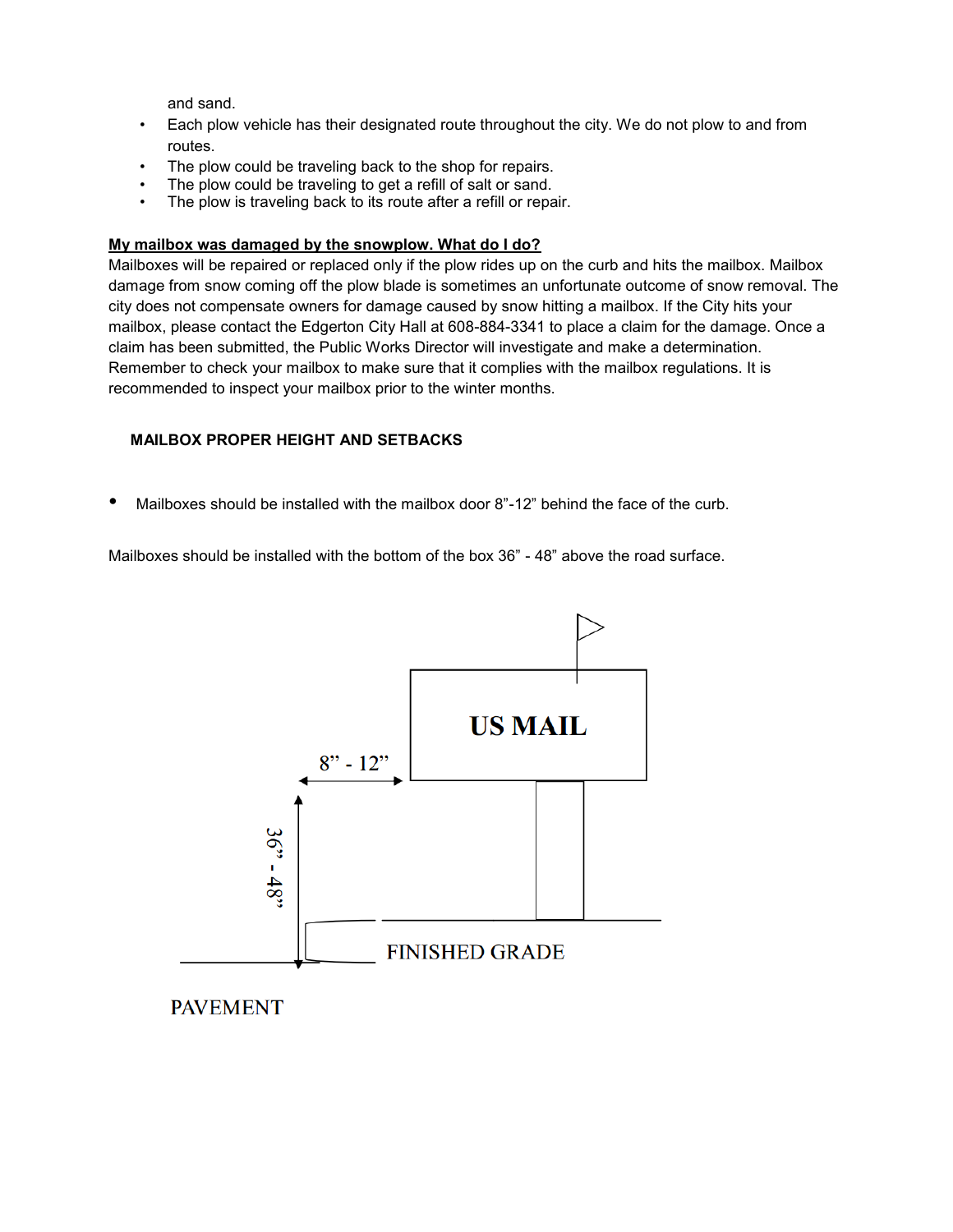and sand.

- Each plow vehicle has their designated route throughout the city. We do not plow to and from routes.
- The plow could be traveling back to the shop for repairs.
- The plow could be traveling to get a refill of salt or sand.
- The plow is traveling back to its route after a refill or repair.

**My mailbox was damaged by the snowplow. What do I do?**

Mailboxes will be repaired or replaced only if the plow rides up on the curb and hits the mailbox. Mailbox damage from snow coming off the plow blade is sometimes an unfortunate outcome of snow removal. The city does not compensate owners for damage caused by snow hitting a mailbox. If the City hits your mailbox, please contact the Edgerton City Hall at 608-884-3341 to place a claim for the damage. Once a claim has been submitted, the Public Works Director will investigate and make a determination. Remember to check your mailbox to make sure that it complies with the mailbox regulations. It is recommended to inspect your mailbox prior to the winter months.

**MAILBOX PROPER HEIGHT AND SETBACKS**

- Mailboxes should be installed with the mailbox door 8"-12" behind the face of the curb.

Mailboxes should be installed with the bottom of the box 36" - 48" above the road surface.

US MAIL

8" - 12"

36" - 48"

FINISHED GRADE

PAVEMENT